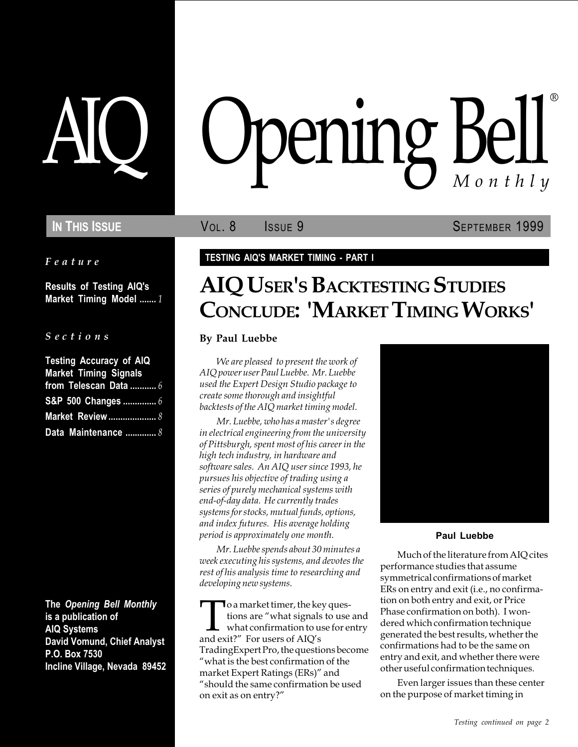# AIQ Opening Bell® Monthly

**IN THIS ISSUE** | VOL. 8 ISSUE 9 | SEPTEMBER 1999

*Feature*

**Results of Testing AIQ's Market Timing Model** ....... *1*

*Sections*

**Testing Accuracy of AIQ Market Timing Signals from Telescan Data** ........... *6*

**S&P 500 Changes** .............. *6*

**Market Review** .................... *8*

**Data Maintenance** ............. *8*

**The *Opening Bell Monthly* is a publication of AIQ Systems**
**David Vomund, Chief Analyst**
**P.O. Box 7530**
**Incline Village, Nevada 89452**

**TESTING AIQ'S MARKET TIMING - PART I**

## AIQ USER'S BACKTESTING STUDIES CONCLUDE: 'MARKET TIMING WORKS'

**By Paul Luebbe**

*We are pleased to present the work of AIQ power user Paul Luebbe. Mr. Luebbe used the Expert Design Studio package to create some thorough and insightful backtests of the AIQ market timing model.*

*Mr. Luebbe, who has a master's degree in electrical engineering from the university of Pittsburgh, spent most of his career in the high tech industry, in hardware and software sales. An AIQ user since 1993, he pursues his objective of trading using a series of purely mechanical systems with end-of-day data. He currently trades systems for stocks, mutual funds, options, and index futures. His average holding period is approximately one month.*

*Mr. Luebbe spends about 30 minutes a week executing his systems, and devotes the rest of his analysis time to researching and developing new systems.*

To a market timer, the key questions are "what signals to use and what confirmation to use for entry and exit?" For users of AIQ's TradingExpert Pro, the questions become "what is the best confirmation of the market Expert Ratings (ERs)" and "should the same confirmation be used on exit as on entry?"

**Paul Luebbe**

Much of the literature from AIQ cites performance studies that assume symmetrical confirmations of market ERs on entry and exit (i.e., no confirmation on both entry and exit, or Price Phase confirmation on both). I wondered which confirmation technique generated the best results, whether the confirmations had to be the same on entry and exit, and whether there were other useful confirmation techniques.

Even larger issues than these center on the purpose of market timing in

*Testing continued on page 2*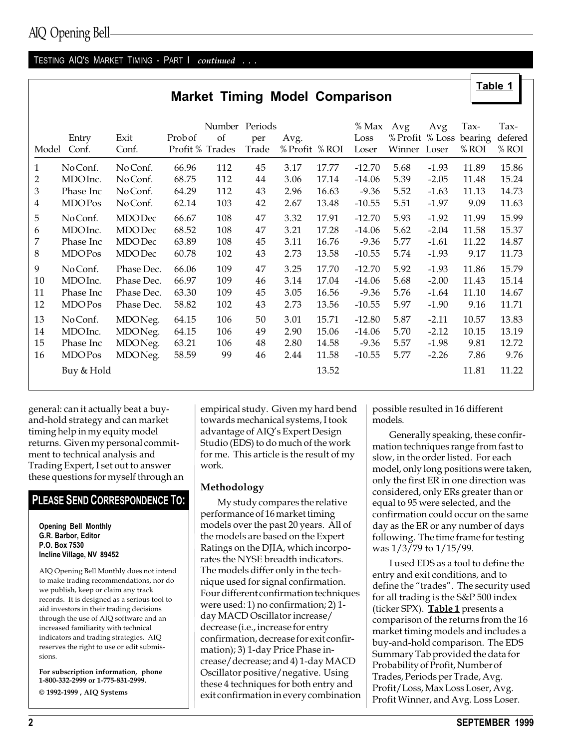TESTING AIQ'S MARKET TIMING - PART I *continued* . . .

**Table 1**

## Market Timing Model Comparison

| Model | Entry Conf. | Exit Conf. | Prob of Profit % | Number of Trades | Periods per Trade | Avg. % Profit | % ROI | % Max Loss Loser | Avg % Profit Winner | Avg % Loss Loser | Tax-bearing % ROI | Tax-defered % ROI |
|---|---|---|---|---|---|---|---|---|---|---|---|---|
| 1 | No Conf. | No Conf. | 66.96 | 112 | 45 | 3.17 | 17.77 | -12.70 | 5.68 | -1.93 | 11.89 | 15.86 |
| 2 | MDO Inc. | No Conf. | 68.75 | 112 | 44 | 3.06 | 17.14 | -14.06 | 5.39 | -2.05 | 11.48 | 15.24 |
| 3 | Phase Inc | No Conf. | 64.29 | 112 | 43 | 2.96 | 16.63 | -9.36 | 5.52 | -1.63 | 11.13 | 14.73 |
| 4 | MDO Pos | No Conf. | 62.14 | 103 | 42 | 2.67 | 13.48 | -10.55 | 5.51 | -1.97 | 9.09 | 11.63 |
| 5 | No Conf. | MDO Dec | 66.67 | 108 | 47 | 3.32 | 17.91 | -12.70 | 5.93 | -1.92 | 11.99 | 15.99 |
| 6 | MDO Inc. | MDO Dec | 68.52 | 108 | 47 | 3.21 | 17.28 | -14.06 | 5.62 | -2.04 | 11.58 | 15.37 |
| 7 | Phase Inc | MDO Dec | 63.89 | 108 | 45 | 3.11 | 16.76 | -9.36 | 5.77 | -1.61 | 11.22 | 14.87 |
| 8 | MDO Pos | MDO Dec | 60.78 | 102 | 43 | 2.73 | 13.58 | -10.55 | 5.74 | -1.93 | 9.17 | 11.73 |
| 9 | No Conf. | Phase Dec. | 66.06 | 109 | 47 | 3.25 | 17.70 | -12.70 | 5.92 | -1.93 | 11.86 | 15.79 |
| 10 | MDO Inc. | Phase Dec. | 66.97 | 109 | 46 | 3.14 | 17.04 | -14.06 | 5.68 | -2.00 | 11.43 | 15.14 |
| 11 | Phase Inc | Phase Dec. | 63.30 | 109 | 45 | 3.05 | 16.56 | -9.36 | 5.76 | -1.64 | 11.10 | 14.67 |
| 12 | MDO Pos | Phase Dec. | 58.82 | 102 | 43 | 2.73 | 13.56 | -10.55 | 5.97 | -1.90 | 9.16 | 11.71 |
| 13 | No Conf. | MDO Neg. | 64.15 | 106 | 50 | 3.01 | 15.71 | -12.80 | 5.87 | -2.11 | 10.57 | 13.83 |
| 14 | MDO Inc. | MDO Neg. | 64.15 | 106 | 49 | 2.90 | 15.06 | -14.06 | 5.70 | -2.12 | 10.15 | 13.19 |
| 15 | Phase Inc | MDO Neg. | 63.21 | 106 | 48 | 2.80 | 14.58 | -9.36 | 5.57 | -1.98 | 9.81 | 12.72 |
| 16 | MDO Pos | MDO Neg. | 58.59 | 99 | 46 | 2.44 | 11.58 | -10.55 | 5.77 | -2.26 | 7.86 | 9.76 |
| | Buy & Hold | | | | | | 13.52 | | | | 11.81 | 11.22 |

general: can it actually beat a buy-and-hold strategy and can market timing help in my equity model returns. Given my personal commitment to technical analysis and Trading Expert, I set out to answer these questions for myself through an empirical study. Given my hard bend towards mechanical systems, I took advantage of AIQ's Expert Design Studio (EDS) to do much of the work for me. This article is the result of my work.

### Methodology

My study compares the relative performance of 16 market timing models over the past 20 years. All of the models are based on the Expert Ratings on the DJIA, which incorporates the NYSE breadth indicators. The models differ only in the technique used for signal confirmation. Four different confirmation techniques were used: 1) no confirmation; 2) 1-day MACD Oscillator increase/decrease (i.e., increase for entry confirmation, decrease for exit confirmation); 3) 1-day Price Phase increase/decrease; and 4) 1-day MACD Oscillator positive/negative. Using these 4 techniques for both entry and exit confirmation in every combination possible resulted in 16 different models.

Generally speaking, these confirmation techniques range from fast to slow, in the order listed. For each model, only long positions were taken, only the first ER in one direction was considered, only ERs greater than or equal to 95 were selected, and the confirmation could occur on the same day as the ER or any number of days following. The time frame for testing was 1/3/79 to 1/15/99.

I used EDS as a tool to define the entry and exit conditions, and to define the "trades". The security used for all trading is the S&P 500 index (ticker SPX). **Table 1** presents a comparison of the returns from the 16 market timing models and includes a buy-and-hold comparison. The EDS Summary Tab provided the data for Probability of Profit, Number of Trades, Periods per Trade, Avg. Profit/Loss, Max Loss Loser, Avg. Profit Winner, and Avg. Loss Loser.

**PLEASE SEND CORRESPONDENCE TO:**

**Opening Bell Monthly**
**G.R. Barbor, Editor**
**P.O. Box 7530**
**Incline Village, NV 89452**

AIQ Opening Bell Monthly does not intend to make trading recommendations, nor do we publish, keep or claim any track records. It is designed as a serious tool to aid investors in their trading decisions through the use of AIQ software and an increased familiarity with technical indicators and trading strategies. AIQ reserves the right to use or edit submissions.

**For subscription information, phone 1-800-332-2999 or 1-775-831-2999.**

**© 1992-1999 , AIQ Systems**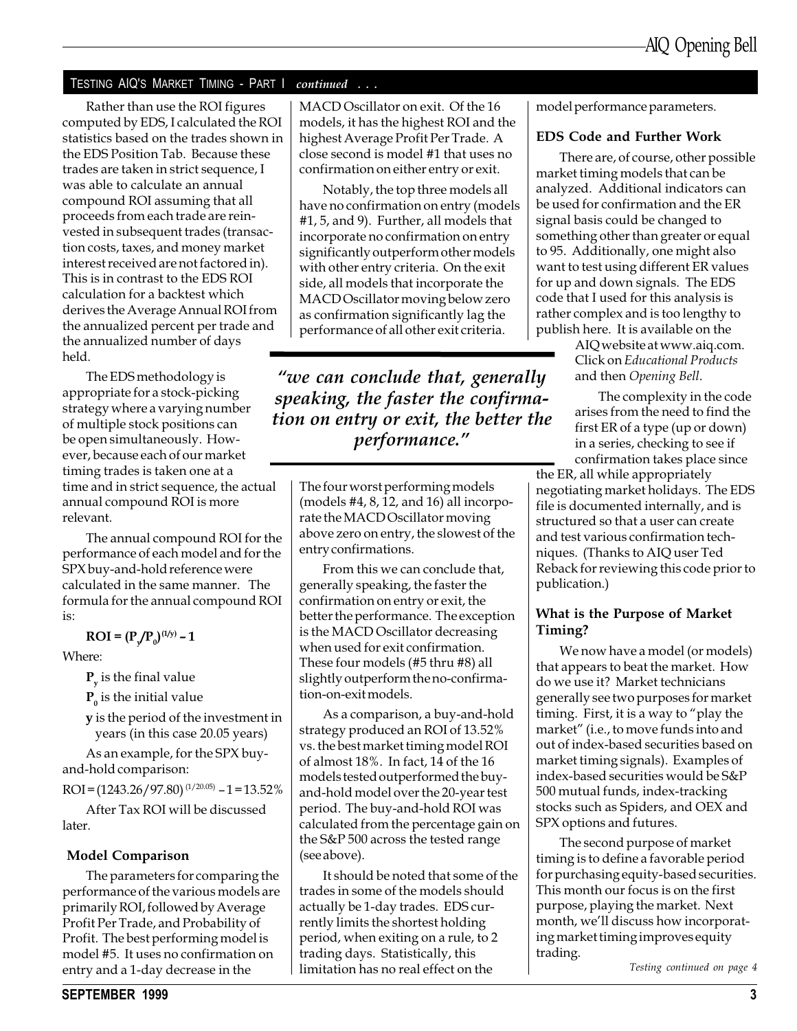## TESTING AIQ'S MARKET TIMING - PART I *continued . . .*

Rather than use the ROI figures computed by EDS, I calculated the ROI statistics based on the trades shown in the EDS Position Tab. Because these trades are taken in strict sequence, I was able to calculate an annual compound ROI assuming that all proceeds from each trade are reinvested in subsequent trades (transaction costs, taxes, and money market interest received are not factored in). This is in contrast to the EDS ROI calculation for a backtest which derives the Average Annual ROI from the annualized percent per trade and the annualized number of days held.

The EDS methodology is appropriate for a stock-picking strategy where a varying number of multiple stock positions can be open simultaneously. However, because each of our market timing trades is taken one at a time and in strict sequence, the actual annual compound ROI is more relevant.

The annual compound ROI for the performance of each model and for the SPX buy-and-hold reference were calculated in the same manner. The formula for the annual compound ROI is:

$$\mathbf{ROI = (P_y/P_0)^{(1/y)} - 1}$$

Where:

$\mathbf{P_y}$ is the final value

$\mathbf{P_0}$ is the initial value

**y** is the period of the investment in years (in this case 20.05 years)

As an example, for the SPX buy-and-hold comparison:

$$ROI = (1243.26/97.80)^{(1/20.05)} - 1 = 13.52\%$$

After Tax ROI will be discussed later.

### Model Comparison

The parameters for comparing the performance of the various models are primarily ROI, followed by Average Profit Per Trade, and Probability of Profit. The best performing model is model #5. It uses no confirmation on entry and a 1-day decrease in the MACD Oscillator on exit. Of the 16 models, it has the highest ROI and the highest Average Profit Per Trade. A close second is model #1 that uses no confirmation on either entry or exit.

Notably, the top three models all have no confirmation on entry (models #1, 5, and 9). Further, all models that incorporate no confirmation on entry significantly outperform other models with other entry criteria. On the exit side, all models that incorporate the MACD Oscillator moving below zero as confirmation significantly lag the performance of all other exit criteria.

> *"we can conclude that, generally speaking, the faster the confirmation on entry or exit, the better the performance."*

The four worst performing models (models #4, 8, 12, and 16) all incorporate the MACD Oscillator moving above zero on entry, the slowest of the entry confirmations.

From this we can conclude that, generally speaking, the faster the confirmation on entry or exit, the better the performance. The exception is the MACD Oscillator decreasing when used for exit confirmation. These four models (#5 thru #8) all slightly outperform the no-confirmation-on-exit models.

As a comparison, a buy-and-hold strategy produced an ROI of 13.52% vs. the best market timing model ROI of almost 18%. In fact, 14 of the 16 models tested outperformed the buy-and-hold model over the 20-year test period. The buy-and-hold ROI was calculated from the percentage gain on the S&P 500 across the tested range (see above).

It should be noted that some of the trades in some of the models should actually be 1-day trades. EDS currently limits the shortest holding period, when exiting on a rule, to 2 trading days. Statistically, this limitation has no real effect on the model performance parameters.

### EDS Code and Further Work

There are, of course, other possible market timing models that can be analyzed. Additional indicators can be used for confirmation and the ER signal basis could be changed to something other than greater or equal to 95. Additionally, one might also want to test using different ER values for up and down signals. The EDS code that I used for this analysis is rather complex and is too lengthy to publish here. It is available on the AIQ website at www.aiq.com. Click on *Educational Products* and then *Opening Bell*.

The complexity in the code arises from the need to find the first ER of a type (up or down) in a series, checking to see if confirmation takes place since the ER, all while appropriately negotiating market holidays. The EDS file is documented internally, and is structured so that a user can create and test various confirmation techniques. (Thanks to AIQ user Ted Reback for reviewing this code prior to publication.)

### What is the Purpose of Market Timing?

We now have a model (or models) that appears to beat the market. How do we use it? Market technicians generally see two purposes for market timing. First, it is a way to "play the market" (i.e., to move funds into and out of index-based securities based on market timing signals). Examples of index-based securities would be S&P 500 mutual funds, index-tracking stocks such as Spiders, and OEX and SPX options and futures.

The second purpose of market timing is to define a favorable period for purchasing equity-based securities. This month our focus is on the first purpose, playing the market. Next month, we'll discuss how incorporating market timing improves equity trading.

*Testing continued on page 4*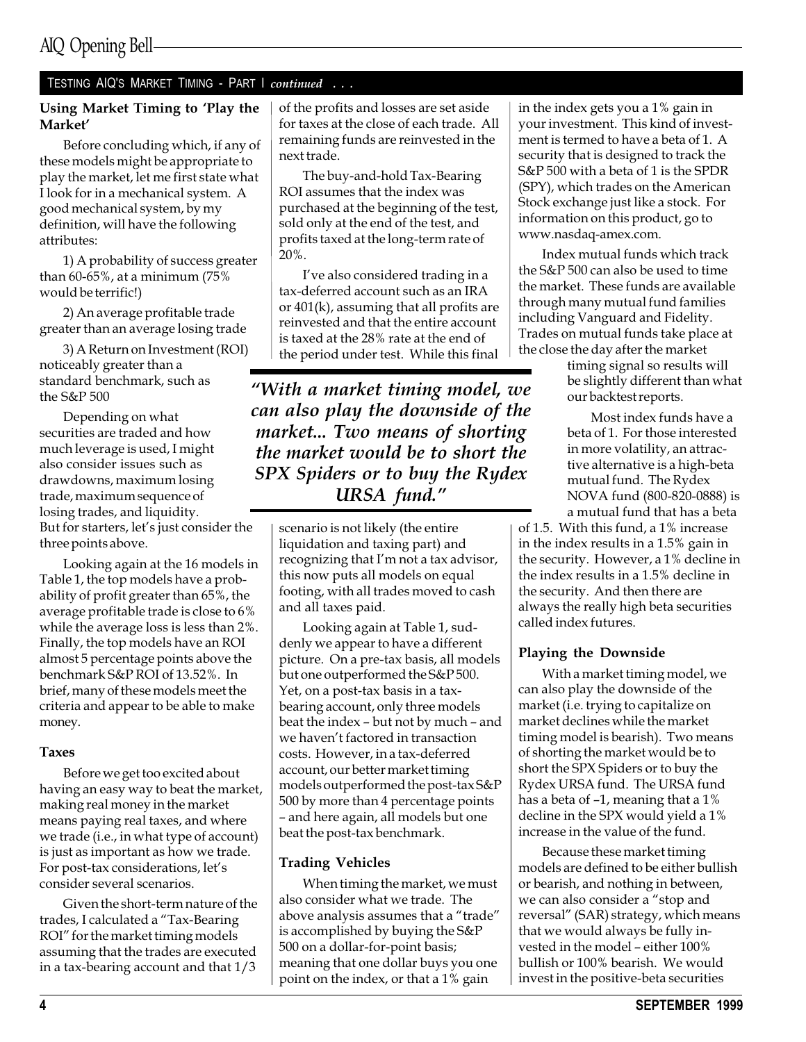TESTING AIQ'S MARKET TIMING - PART I *continued* . . .

### Using Market Timing to 'Play the Market'

Before concluding which, if any of these models might be appropriate to play the market, let me first state what I look for in a mechanical system. A good mechanical system, by my definition, will have the following attributes:

1) A probability of success greater than 60-65%, at a minimum (75% would be terrific!)

2) An average profitable trade greater than an average losing trade

3) A Return on Investment (ROI) noticeably greater than a standard benchmark, such as the S&P 500

Depending on what securities are traded and how much leverage is used, I might also consider issues such as drawdowns, maximum losing trade, maximum sequence of losing trades, and liquidity. But for starters, let's just consider the three points above.

Looking again at the 16 models in Table 1, the top models have a probability of profit greater than 65%, the average profitable trade is close to 6% while the average loss is less than 2%. Finally, the top models have an ROI almost 5 percentage points above the benchmark S&P ROI of 13.52%. In brief, many of these models meet the criteria and appear to be able to make money.

### Taxes

Before we get too excited about having an easy way to beat the market, making real money in the market means paying real taxes, and where we trade (i.e., in what type of account) is just as important as how we trade. For post-tax considerations, let's consider several scenarios.

Given the short-term nature of the trades, I calculated a "Tax-Bearing ROI" for the market timing models assuming that the trades are executed in a tax-bearing account and that 1/3 of the profits and losses are set aside for taxes at the close of each trade. All remaining funds are reinvested in the next trade.

The buy-and-hold Tax-Bearing ROI assumes that the index was purchased at the beginning of the test, sold only at the end of the test, and profits taxed at the long-term rate of 20%.

I've also considered trading in a tax-deferred account such as an IRA or 401(k), assuming that all profits are reinvested and that the entire account is taxed at the 28% rate at the end of the period under test. While this final scenario is not likely (the entire liquidation and taxing part) and recognizing that I'm not a tax advisor, this now puts all models on equal footing, with all trades moved to cash and all taxes paid.

> *"With a market timing model, we can also play the downside of the market... Two means of shorting the market would be to short the SPX Spiders or to buy the Rydex URSA fund."*

Looking again at Table 1, suddenly we appear to have a different picture. On a pre-tax basis, all models but one outperformed the S&P 500. Yet, on a post-tax basis in a tax-bearing account, only three models beat the index – but not by much – and we haven't factored in transaction costs. However, in a tax-deferred account, our better market timing models outperformed the post-tax S&P 500 by more than 4 percentage points – and here again, all models but one beat the post-tax benchmark.

### Trading Vehicles

When timing the market, we must also consider what we trade. The above analysis assumes that a "trade" is accomplished by buying the S&P 500 on a dollar-for-point basis; meaning that one dollar buys you one point on the index, or that a 1% gain in the index gets you a 1% gain in your investment. This kind of investment is termed to have a beta of 1. A security that is designed to track the S&P 500 with a beta of 1 is the SPDR (SPY), which trades on the American Stock exchange just like a stock. For information on this product, go to www.nasdaq-amex.com.

Index mutual funds which track the S&P 500 can also be used to time the market. These funds are available through many mutual fund families including Vanguard and Fidelity. Trades on mutual funds take place at the close the day after the market timing signal so results will be slightly different than what our backtest reports.

Most index funds have a beta of 1. For those interested in more volatility, an attractive alternative is a high-beta mutual fund. The Rydex NOVA fund (800-820-0888) is a mutual fund that has a beta of 1.5. With this fund, a 1% increase in the index results in a 1.5% gain in the security. However, a 1% decline in the index results in a 1.5% decline in the security. And then there are always the really high beta securities called index futures.

### Playing the Downside

With a market timing model, we can also play the downside of the market (i.e. trying to capitalize on market declines while the market timing model is bearish). Two means of shorting the market would be to short the SPX Spiders or to buy the Rydex URSA fund. The URSA fund has a beta of –1, meaning that a 1% decline in the SPX would yield a 1% increase in the value of the fund.

Because these market timing models are defined to be either bullish or bearish, and nothing in between, we can also consider a "stop and reversal" (SAR) strategy, which means that we would always be fully invested in the model – either 100% bullish or 100% bearish. We would invest in the positive-beta securities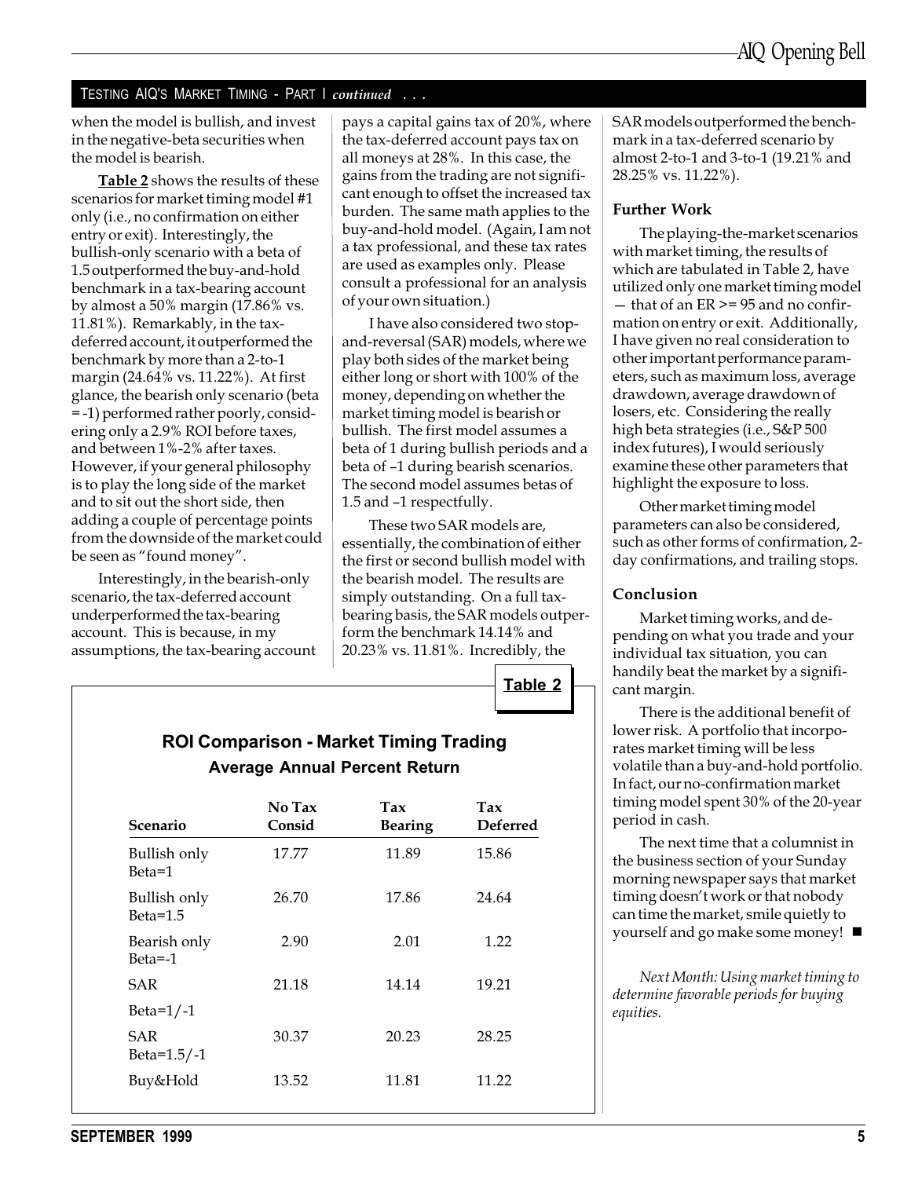TESTING AIQ'S MARKET TIMING - PART I *continued* . . .

when the model is bullish, and invest in the negative-beta securities when the model is bearish.

**Table 2** shows the results of these scenarios for market timing model #1 only (i.e., no confirmation on either entry or exit). Interestingly, the bullish-only scenario with a beta of 1.5 outperformed the buy-and-hold benchmark in a tax-bearing account by almost a 50% margin (17.86% vs. 11.81%). Remarkably, in the tax-deferred account, it outperformed the benchmark by more than a 2-to-1 margin (24.64% vs. 11.22%). At first glance, the bearish only scenario (beta = -1) performed rather poorly, considering only a 2.9% ROI before taxes, and between 1%-2% after taxes. However, if your general philosophy is to play the long side of the market and to sit out the short side, then adding a couple of percentage points from the downside of the market could be seen as "found money".

Interestingly, in the bearish-only scenario, the tax-deferred account underperformed the tax-bearing account. This is because, in my assumptions, the tax-bearing account pays a capital gains tax of 20%, where the tax-deferred account pays tax on all moneys at 28%. In this case, the gains from the trading are not significant enough to offset the increased tax burden. The same math applies to the buy-and-hold model. (Again, I am not a tax professional, and these tax rates are used as examples only. Please consult a professional for an analysis of your own situation.)

I have also considered two stop-and-reversal (SAR) models, where we play both sides of the market being either long or short with 100% of the money, depending on whether the market timing model is bearish or bullish. The first model assumes a beta of 1 during bullish periods and a beta of –1 during bearish scenarios. The second model assumes betas of 1.5 and –1 respectfully.

These two SAR models are, essentially, the combination of either the first or second bullish model with the bearish model. The results are simply outstanding. On a full tax-bearing basis, the SAR models outperform the benchmark 14.14% and 20.23% vs. 11.81%. Incredibly, the SAR models outperformed the benchmark in a tax-deferred scenario by almost 2-to-1 and 3-to-1 (19.21% and 28.25% vs. 11.22%).

**Table 2**

**ROI Comparison - Market Timing Trading**

**Average Annual Percent Return**

| Scenario | No Tax Consid | Tax Bearing | Tax Deferred |
|---|---|---|---|
| Bullish only Beta=1 | 17.77 | 11.89 | 15.86 |
| Bullish only Beta=1.5 | 26.70 | 17.86 | 24.64 |
| Bearish only Beta=-1 | 2.90 | 2.01 | 1.22 |
| SAR Beta=1/-1 | 21.18 | 14.14 | 19.21 |
| SAR Beta=1.5/-1 | 30.37 | 20.23 | 28.25 |
| Buy&Hold | 13.52 | 11.81 | 11.22 |

### Further Work

The playing-the-market scenarios with market timing, the results of which are tabulated in Table 2, have utilized only one market timing model — that of an ER >= 95 and no confirmation on entry or exit. Additionally, I have given no real consideration to other important performance parameters, such as maximum loss, average drawdown, average drawdown of losers, etc. Considering the really high beta strategies (i.e., S&P 500 index futures), I would seriously examine these other parameters that highlight the exposure to loss.

Other market timing model parameters can also be considered, such as other forms of confirmation, 2-day confirmations, and trailing stops.

### Conclusion

Market timing works, and depending on what you trade and your individual tax situation, you can handily beat the market by a significant margin.

There is the additional benefit of lower risk. A portfolio that incorporates market timing will be less volatile than a buy-and-hold portfolio. In fact, our no-confirmation market timing model spent 30% of the 20-year period in cash.

The next time that a columnist in the business section of your Sunday morning newspaper says that market timing doesn't work or that nobody can time the market, smile quietly to yourself and go make some money! ■

*Next Month: Using market timing to determine favorable periods for buying equities.*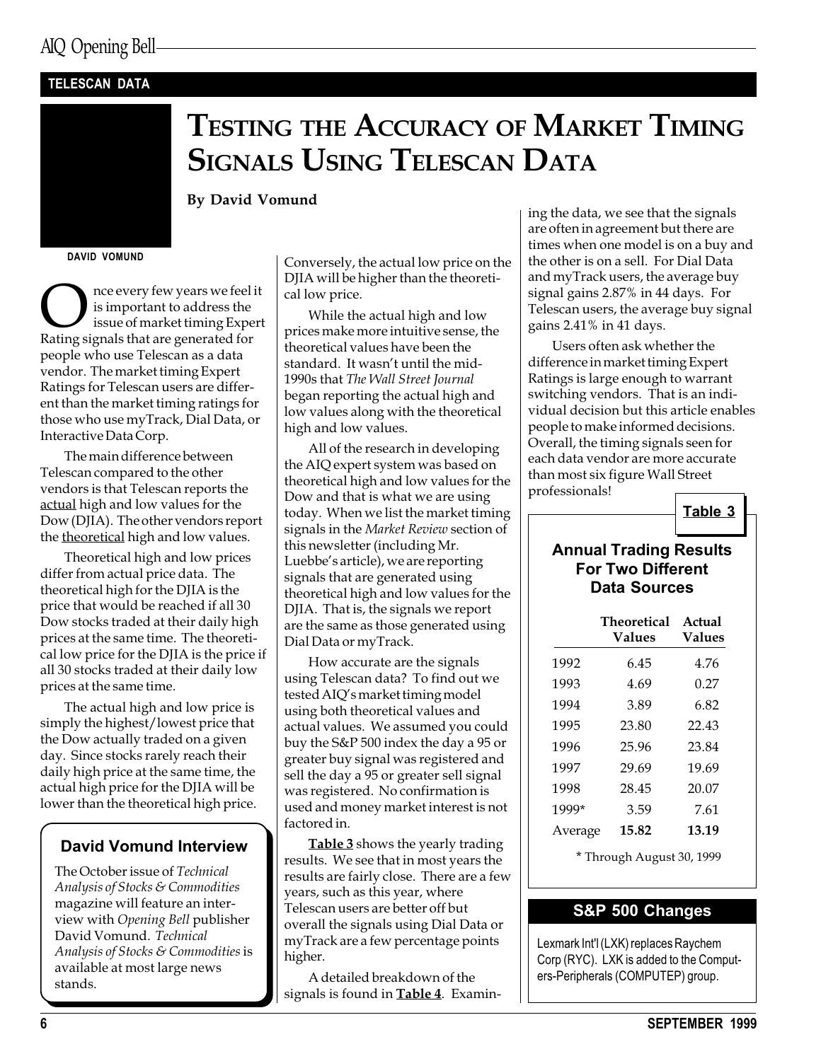TELESCAN DATA

# Testing the Accuracy of Market Timing Signals Using Telescan Data

**By David Vomund**

DAVID VOMUND

Once every few years we feel it is important to address the issue of market timing Expert Rating signals that are generated for people who use Telescan as a data vendor. The market timing Expert Ratings for Telescan users are different than the market timing ratings for those who use myTrack, Dial Data, or Interactive Data Corp.

The main difference between Telescan compared to the other vendors is that Telescan reports the actual high and low values for the Dow (DJIA). The other vendors report the theoretical high and low values.

Theoretical high and low prices differ from actual price data. The theoretical high for the DJIA is the price that would be reached if all 30 Dow stocks traded at their daily high prices at the same time. The theoretical low price for the DJIA is the price if all 30 stocks traded at their daily low prices at the same time.

The actual high and low price is simply the highest/lowest price that the Dow actually traded on a given day. Since stocks rarely reach their daily high price at the same time, the actual high price for the DJIA will be lower than the theoretical high price. Conversely, the actual low price on the DJIA will be higher than the theoretical low price.

While the actual high and low prices make more intuitive sense, the theoretical values have been the standard. It wasn't until the mid-1990s that *The Wall Street Journal* began reporting the actual high and low values along with the theoretical high and low values.

All of the research in developing the AIQ expert system was based on theoretical high and low values for the Dow and that is what we are using today. When we list the market timing signals in the *Market Review* section of this newsletter (including Mr. Luebbe's article), we are reporting signals that are generated using theoretical high and low values for the DJIA. That is, the signals we report are the same as those generated using Dial Data or myTrack.

How accurate are the signals using Telescan data? To find out we tested AIQ's market timing model using both theoretical values and actual values. We assumed you could buy the S&P 500 index the day a 95 or greater buy signal was registered and sell the day a 95 or greater sell signal was registered. No confirmation is used and money market interest is not factored in.

**Table 3** shows the yearly trading results. We see that in most years the results are fairly close. There are a few years, such as this year, where Telescan users are better off but overall the signals using Dial Data or myTrack are a few percentage points higher.

A detailed breakdown of the signals is found in **Table 4**. Examining the data, we see that the signals are often in agreement but there are times when one model is on a buy and the other is on a sell. For Dial Data and myTrack users, the average buy signal gains 2.87% in 44 days. For Telescan users, the average buy signal gains 2.41% in 41 days.

Users often ask whether the difference in market timing Expert Ratings is large enough to warrant switching vendors. That is an individual decision but this article enables people to make informed decisions. Overall, the timing signals seen for each data vendor are more accurate than most six figure Wall Street professionals!

**Table 3**

**Annual Trading Results For Two Different Data Sources**

| | Theoretical Values | Actual Values |
|---|---|---|
| 1992 | 6.45 | 4.76 |
| 1993 | 4.69 | 0.27 |
| 1994 | 3.89 | 6.82 |
| 1995 | 23.80 | 22.43 |
| 1996 | 25.96 | 23.84 |
| 1997 | 29.69 | 19.69 |
| 1998 | 28.45 | 20.07 |
| 1999* | 3.59 | 7.61 |
| Average | **15.82** | **13.19** |

\* Through August 30, 1999

## David Vomund Interview

The October issue of *Technical Analysis of Stocks & Commodities* magazine will feature an interview with *Opening Bell* publisher David Vomund. *Technical Analysis of Stocks & Commodities* is available at most large news stands.

## S&P 500 Changes

Lexmark Int'l (LXK) replaces Raychem Corp (RYC). LXK is added to the Computers-Peripherals (COMPUTEP) group.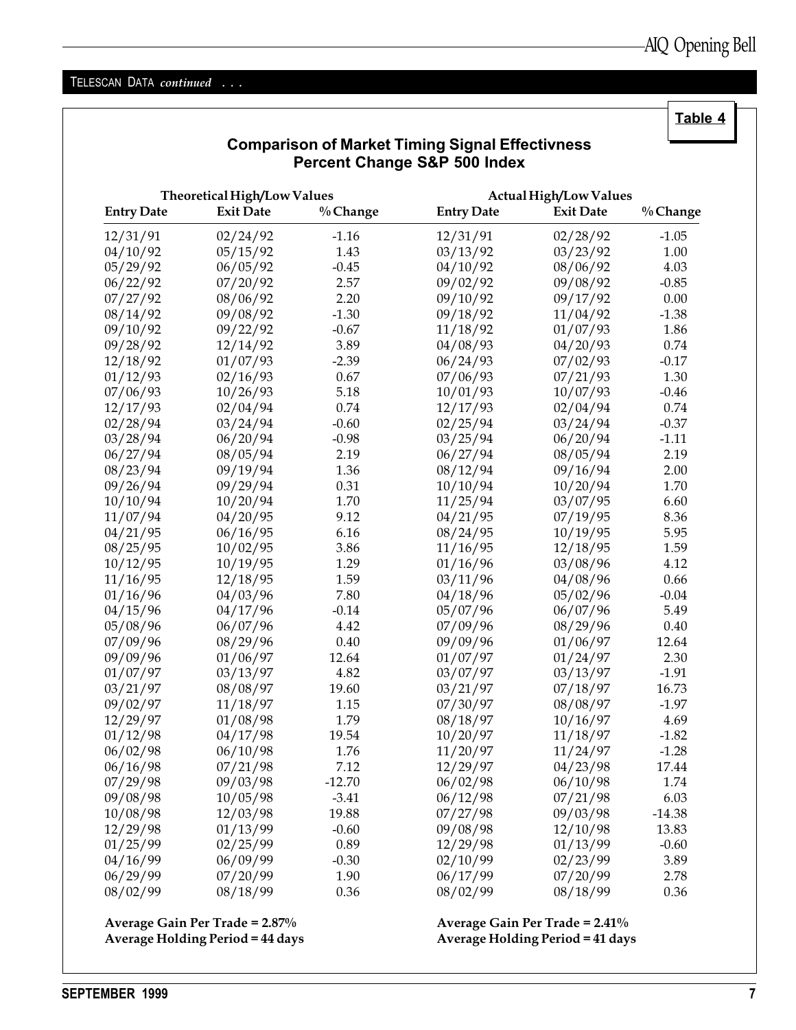TELESCAN DATA *continued* . . .

**Table 4**

### Comparison of Market Timing Signal Effectivness
### Percent Change S&P 500 Index

| Theoretical High/Low Values | | | Actual High/Low Values | | |
|---|---|---|---|---|---|
| **Entry Date** | **Exit Date** | **% Change** | **Entry Date** | **Exit Date** | **% Change** |
| 12/31/91 | 02/24/92 | -1.16 | 12/31/91 | 02/28/92 | -1.05 |
| 04/10/92 | 05/15/92 | 1.43 | 03/13/92 | 03/23/92 | 1.00 |
| 05/29/92 | 06/05/92 | -0.45 | 04/10/92 | 08/06/92 | 4.03 |
| 06/22/92 | 07/20/92 | 2.57 | 09/02/92 | 09/08/92 | -0.85 |
| 07/27/92 | 08/06/92 | 2.20 | 09/10/92 | 09/17/92 | 0.00 |
| 08/14/92 | 09/08/92 | -1.30 | 09/18/92 | 11/04/92 | -1.38 |
| 09/10/92 | 09/22/92 | -0.67 | 11/18/92 | 01/07/93 | 1.86 |
| 09/28/92 | 12/14/92 | 3.89 | 04/08/93 | 04/20/93 | 0.74 |
| 12/18/92 | 01/07/93 | -2.39 | 06/24/93 | 07/02/93 | -0.17 |
| 01/12/93 | 02/16/93 | 0.67 | 07/06/93 | 07/21/93 | 1.30 |
| 07/06/93 | 10/26/93 | 5.18 | 10/01/93 | 10/07/93 | -0.46 |
| 12/17/93 | 02/04/94 | 0.74 | 12/17/93 | 02/04/94 | 0.74 |
| 02/28/94 | 03/24/94 | -0.60 | 02/25/94 | 03/24/94 | -0.37 |
| 03/28/94 | 06/20/94 | -0.98 | 03/25/94 | 06/20/94 | -1.11 |
| 06/27/94 | 08/05/94 | 2.19 | 06/27/94 | 08/05/94 | 2.19 |
| 08/23/94 | 09/19/94 | 1.36 | 08/12/94 | 09/16/94 | 2.00 |
| 09/26/94 | 09/29/94 | 0.31 | 10/10/94 | 10/20/94 | 1.70 |
| 10/10/94 | 10/20/94 | 1.70 | 11/25/94 | 03/07/95 | 6.60 |
| 11/07/94 | 04/20/95 | 9.12 | 04/21/95 | 07/19/95 | 8.36 |
| 04/21/95 | 06/16/95 | 6.16 | 08/24/95 | 10/19/95 | 5.95 |
| 08/25/95 | 10/02/95 | 3.86 | 11/16/95 | 12/18/95 | 1.59 |
| 10/12/95 | 10/19/95 | 1.29 | 01/16/96 | 03/08/96 | 4.12 |
| 11/16/95 | 12/18/95 | 1.59 | 03/11/96 | 04/08/96 | 0.66 |
| 01/16/96 | 04/03/96 | 7.80 | 04/18/96 | 05/02/96 | -0.04 |
| 04/15/96 | 04/17/96 | -0.14 | 05/07/96 | 06/07/96 | 5.49 |
| 05/08/96 | 06/07/96 | 4.42 | 07/09/96 | 08/29/96 | 0.40 |
| 07/09/96 | 08/29/96 | 0.40 | 09/09/96 | 01/06/97 | 12.64 |
| 09/09/96 | 01/06/97 | 12.64 | 01/07/97 | 01/24/97 | 2.30 |
| 01/07/97 | 03/13/97 | 4.82 | 03/07/97 | 03/13/97 | -1.91 |
| 03/21/97 | 08/08/97 | 19.60 | 03/21/97 | 07/18/97 | 16.73 |
| 09/02/97 | 11/18/97 | 1.15 | 07/30/97 | 08/08/97 | -1.97 |
| 12/29/97 | 01/08/98 | 1.79 | 08/18/97 | 10/16/97 | 4.69 |
| 01/12/98 | 04/17/98 | 19.54 | 10/20/97 | 11/18/97 | -1.82 |
| 06/02/98 | 06/10/98 | 1.76 | 11/20/97 | 11/24/97 | -1.28 |
| 06/16/98 | 07/21/98 | 7.12 | 12/29/97 | 04/23/98 | 17.44 |
| 07/29/98 | 09/03/98 | -12.70 | 06/02/98 | 06/10/98 | 1.74 |
| 09/08/98 | 10/05/98 | -3.41 | 06/12/98 | 07/21/98 | 6.03 |
| 10/08/98 | 12/03/98 | 19.88 | 07/27/98 | 09/03/98 | -14.38 |
| 12/29/98 | 01/13/99 | -0.60 | 09/08/98 | 12/10/98 | 13.83 |
| 01/25/99 | 02/25/99 | 0.89 | 12/29/98 | 01/13/99 | -0.60 |
| 04/16/99 | 06/09/99 | -0.30 | 02/10/99 | 02/23/99 | 3.89 |
| 06/29/99 | 07/20/99 | 1.90 | 06/17/99 | 07/20/99 | 2.78 |
| 08/02/99 | 08/18/99 | 0.36 | 08/02/99 | 08/18/99 | 0.36 |

**Average Gain Per Trade = 2.87%**
**Average Holding Period = 44 days**

**Average Gain Per Trade = 2.41%**
**Average Holding Period = 41 days**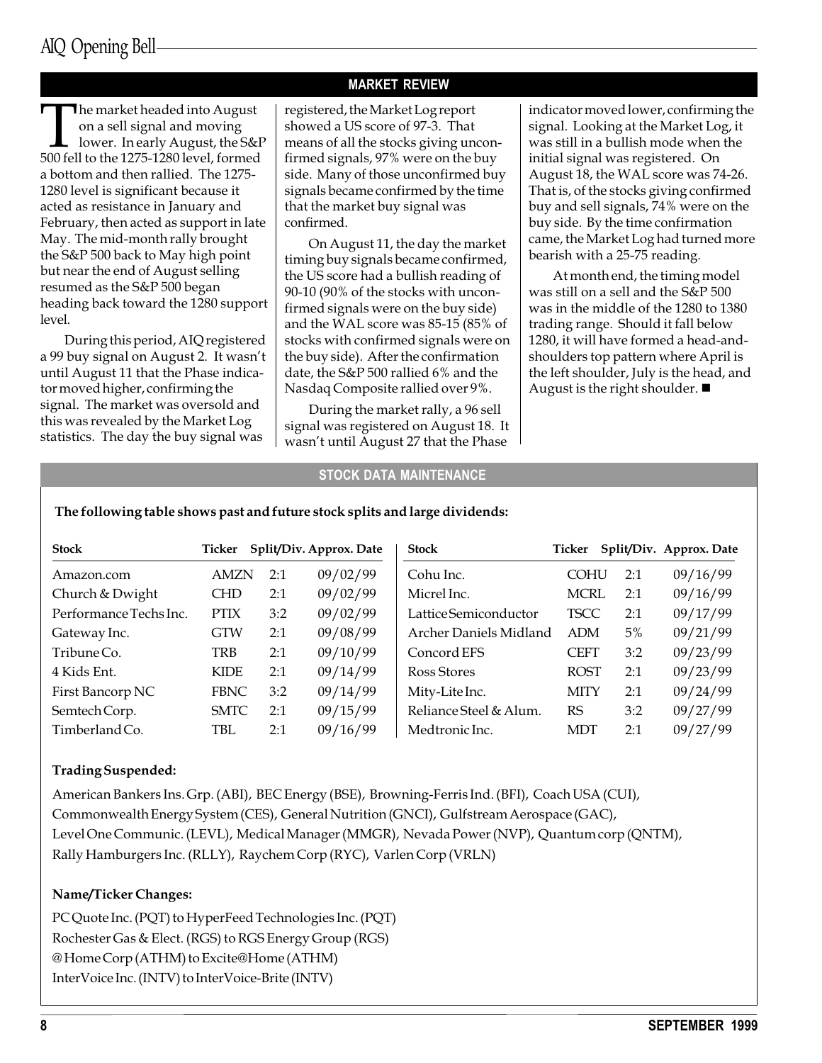## MARKET REVIEW

The market headed into August on a sell signal and moving lower. In early August, the S&P 500 fell to the 1275-1280 level, formed a bottom and then rallied. The 1275-1280 level is significant because it acted as resistance in January and February, then acted as support in late May. The mid-month rally brought the S&P 500 back to May high point but near the end of August selling resumed as the S&P 500 began heading back toward the 1280 support level.

During this period, AIQ registered a 99 buy signal on August 2. It wasn't until August 11 that the Phase indicator moved higher, confirming the signal. The market was oversold and this was revealed by the Market Log statistics. The day the buy signal was registered, the Market Log report showed a US score of 97-3. That means of all the stocks giving unconfirmed signals, 97% were on the buy side. Many of those unconfirmed buy signals became confirmed by the time that the market buy signal was confirmed.

On August 11, the day the market timing buy signals became confirmed, the US score had a bullish reading of 90-10 (90% of the stocks with unconfirmed signals were on the buy side) and the WAL score was 85-15 (85% of stocks with confirmed signals were on the buy side). After the confirmation date, the S&P 500 rallied 6% and the Nasdaq Composite rallied over 9%.

During the market rally, a 96 sell signal was registered on August 18. It wasn't until August 27 that the Phase indicator moved lower, confirming the signal. Looking at the Market Log, it was still in a bullish mode when the initial signal was registered. On August 18, the WAL score was 74-26. That is, of the stocks giving confirmed buy and sell signals, 74% were on the buy side. By the time confirmation came, the Market Log had turned more bearish with a 25-75 reading.

At month end, the timing model was still on a sell and the S&P 500 was in the middle of the 1280 to 1380 trading range. Should it fall below 1280, it will have formed a head-and-shoulders top pattern where April is the left shoulder, July is the head, and August is the right shoulder. ■

## STOCK DATA MAINTENANCE

**The following table shows past and future stock splits and large dividends:**

| Stock | Ticker | Split/Div. | Approx. Date |
|---|---|---|---|
| Amazon.com | AMZN | 2:1 | 09/02/99 |
| Church & Dwight | CHD | 2:1 | 09/02/99 |
| Performance Techs Inc. | PTIX | 3:2 | 09/02/99 |
| Gateway Inc. | GTW | 2:1 | 09/08/99 |
| Tribune Co. | TRB | 2:1 | 09/10/99 |
| 4 Kids Ent. | KIDE | 2:1 | 09/14/99 |
| First Bancorp NC | FBNC | 3:2 | 09/14/99 |
| Semtech Corp. | SMTC | 2:1 | 09/15/99 |
| Timberland Co. | TBL | 2:1 | 09/16/99 |
| Cohu Inc. | COHU | 2:1 | 09/16/99 |
| Micrel Inc. | MCRL | 2:1 | 09/16/99 |
| Lattice Semiconductor | TSCC | 2:1 | 09/17/99 |
| Archer Daniels Midland | ADM | 5% | 09/21/99 |
| Concord EFS | CEFT | 3:2 | 09/23/99 |
| Ross Stores | ROST | 2:1 | 09/23/99 |
| Mity-Lite Inc. | MITY | 2:1 | 09/24/99 |
| Reliance Steel & Alum. | RS | 3:2 | 09/27/99 |
| Medtronic Inc. | MDT | 2:1 | 09/27/99 |

**Trading Suspended:**

American Bankers Ins. Grp. (ABI), BEC Energy (BSE), Browning-Ferris Ind. (BFI), Coach USA (CUI), Commonwealth Energy System (CES), General Nutrition (GNCI), Gulfstream Aerospace (GAC), Level One Communic. (LEVL), Medical Manager (MMGR), Nevada Power (NVP), Quantum corp (QNTM), Rally Hamburgers Inc. (RLLY), Raychem Corp (RYC), Varlen Corp (VRLN)

**Name/Ticker Changes:**

PC Quote Inc. (PQT) to HyperFeed Technologies Inc. (PQT)
Rochester Gas & Elect. (RGS) to RGS Energy Group (RGS)
@Home Corp (ATHM) to Excite@Home (ATHM)
InterVoice Inc. (INTV) to InterVoice-Brite (INTV)